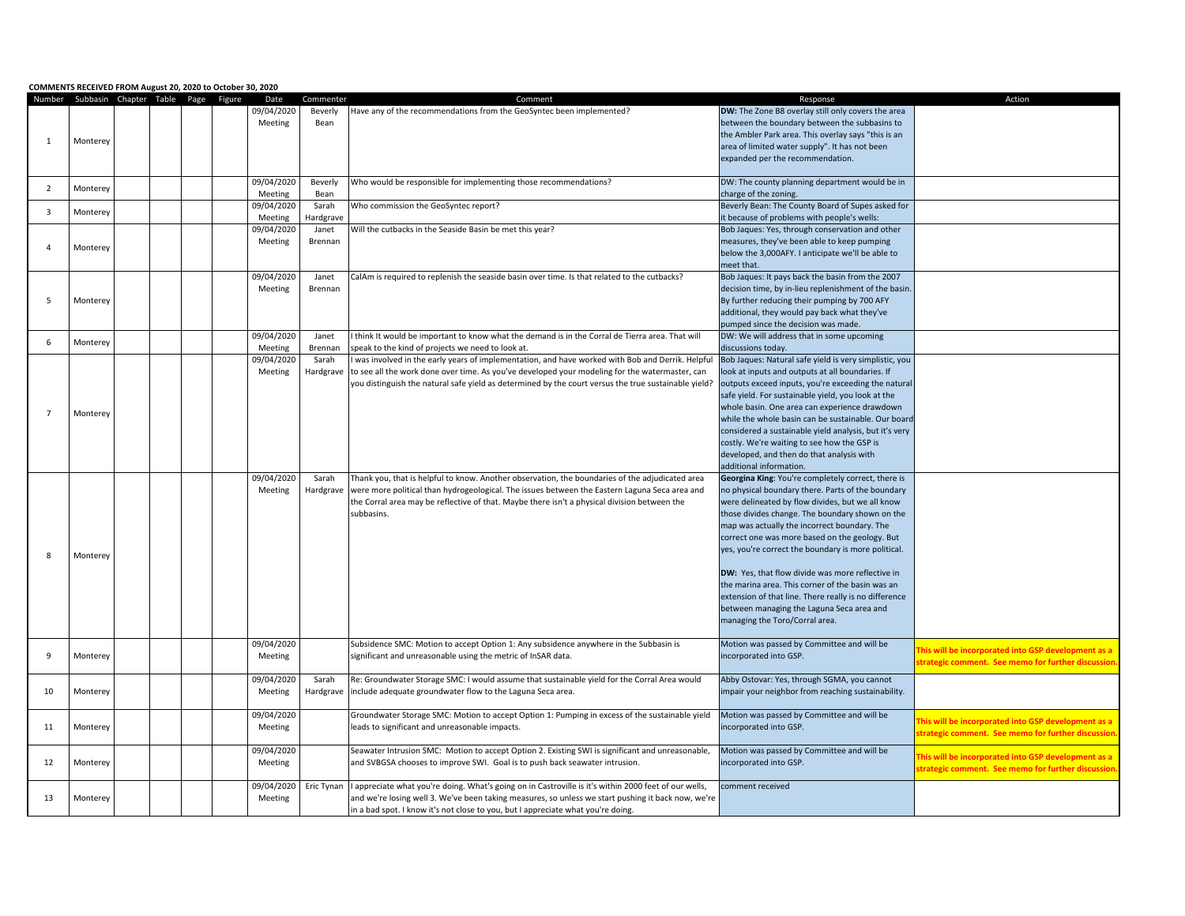**COMMENTS RECEIVED FROM August 20, 2020 to October 30, 2020**

| Number | Subbasin | Chapter | Table | Page | Figure | Date | Commenter | Comment | Response | Action |
|---|---|---|---|---|---|---|---|---|---|---|
| 1 | Monterey | | | | | 09/04/2020 Meeting | Beverly Bean | Have any of the recommendations from the GeoSyntec been implemented? | **DW:** The Zone B8 overlay still only covers the area between the boundary between the subbasins to the Ambler Park area. This overlay says "this is an area of limited water supply". It has not been expanded per the recommendation. | |
| 2 | Monterey | | | | | 09/04/2020 Meeting | Beverly Bean | Who would be responsible for implementing those recommendations? | DW: The county planning department would be in charge of the zoning. | |
| 3 | Monterey | | | | | 09/04/2020 Meeting | Sarah Hardgrave | Who commission the GeoSyntec report? | Beverly Bean: The County Board of Supes asked for it because of problems with people's wells: | |
| 4 | Monterey | | | | | 09/04/2020 Meeting | Janet Brennan | Will the cutbacks in the Seaside Basin be met this year? | Bob Jaques: Yes, through conservation and other measures, they've been able to keep pumping below the 3,000AFY. I anticipate we'll be able to meet that. | |
| 5 | Monterey | | | | | 09/04/2020 Meeting | Janet Brennan | CalAm is required to replenish the seaside basin over time. Is that related to the cutbacks? | Bob Jaques: It pays back the basin from the 2007 decision time, by in-lieu replenishment of the basin. By further reducing their pumping by 700 AFY additional, they would pay back what they've pumped since the decision was made. | |
| 6 | Monterey | | | | | 09/04/2020 Meeting | Janet Brennan | I think It would be important to know what the demand is in the Corral de Tierra area. That will speak to the kind of projects we need to look at. | DW: We will address that in some upcoming discussions today. | |
| 7 | Monterey | | | | | 09/04/2020 Meeting | Sarah Hardgrave | I was involved in the early years of implementation, and have worked with Bob and Derrik. Helpful to see all the work done over time. As you've developed your modeling for the watermaster, can you distinguish the natural safe yield as determined by the court versus the true sustainable yield? | Bob Jaques: Natural safe yield is very simplistic, you look at inputs and outputs at all boundaries. If outputs exceed inputs, you're exceeding the natural safe yield. For sustainable yield, you look at the whole basin. One area can experience drawdown while the whole basin can be sustainable. Our board considered a sustainable yield analysis, but it's very costly. We're waiting to see how the GSP is developed, and then do that analysis with additional information. | |
| 8 | Monterey | | | | | 09/04/2020 Meeting | Sarah Hardgrave | Thank you, that is helpful to know. Another observation, the boundaries of the adjudicated area were more political than hydrogeological. The issues between the Eastern Laguna Seca area and the Corral area may be reflective of that. Maybe there isn't a physical division between the subbasins. | **Georgina King**: You're completely correct, there is no physical boundary there. Parts of the boundary were delineated by flow divides, but we all know those divides change. The boundary shown on the map was actually the incorrect boundary. The correct one was more based on the geology. But yes, you're correct the boundary is more political.<br><br>**DW:** Yes, that flow divide was more reflective in the marina area. This corner of the basin was an extension of that line. There really is no difference between managing the Laguna Seca area and managing the Toro/Corral area. | |
| 9 | Monterey | | | | | 09/04/2020 Meeting | | Subsidence SMC: Motion to accept Option 1: Any subsidence anywhere in the Subbasin is significant and unreasonable using the metric of InSAR data. | Motion was passed by Committee and will be incorporated into GSP. | This will be incorporated into GSP development as a strategic comment. See memo for further discussion. |
| 10 | Monterey | | | | | 09/04/2020 Meeting | Sarah Hardgrave | Re: Groundwater Storage SMC: I would assume that sustainable yield for the Corral Area would include adequate groundwater flow to the Laguna Seca area. | Abby Ostovar: Yes, through SGMA, you cannot impair your neighbor from reaching sustainability. | |
| 11 | Monterey | | | | | 09/04/2020 Meeting | | Groundwater Storage SMC: Motion to accept Option 1: Pumping in excess of the sustainable yield leads to significant and unreasonable impacts. | Motion was passed by Committee and will be incorporated into GSP. | This will be incorporated into GSP development as a strategic comment. See memo for further discussion. |
| 12 | Monterey | | | | | 09/04/2020 Meeting | | Seawater Intrusion SMC: Motion to accept Option 2. Existing SWI is significant and unreasonable, and SVBGSA chooses to improve SWI. Goal is to push back seawater intrusion. | Motion was passed by Committee and will be incorporated into GSP. | This will be incorporated into GSP development as a strategic comment. See memo for further discussion. |
| 13 | Monterey | | | | | 09/04/2020 Meeting | Eric Tynan | I appreciate what you're doing. What's going on in Castroville is it's within 2000 feet of our wells, and we're losing well 3. We've been taking measures, so unless we start pushing it back now, we're in a bad spot. I know it's not close to you, but I appreciate what you're doing. | comment received | |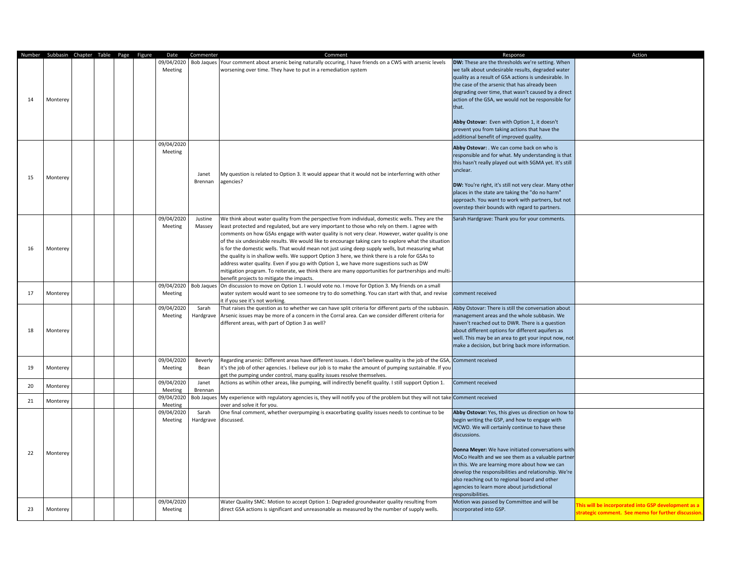| Number | Subbasin | Chapter | Table | Page | Figure | Date | Commenter | Comment | Response | Action |
|---|---|---|---|---|---|---|---|---|---|---|
| 14 | Monterey | | | | | 09/04/2020 Meeting | Bob Jaques | Your comment about arsenic being naturally occuring, I have friends on a CWS with arsenic levels worsening over time. They have to put in a remediation system | **DW:** These are the thresholds we're setting. When we talk about undesirable results, degraded water quality as a result of GSA actions is undesirable. In the case of the arsenic that has already been degrading over time, that wasn't caused by a direct action of the GSA, we would not be responsible for that.<br><br>**Abby Ostovar:** Even with Option 1, it doesn't prevent you from taking actions that have the additional benefit of improved quality. | |
| 15 | Monterey | | | | | 09/04/2020 Meeting | Janet Brennan | My question is related to Option 3. It would appear that it would not be interferring with other agencies? | **Abby Ostovar:** . We can come back on who is responsible and for what. My understanding is that this hasn't really played out with SGMA yet. It's still unclear.<br><br>**DW:** You're right, it's still not very clear. Many other places in the state are taking the "do no harm" approach. You want to work with partners, but not overstep their bounds with regard to partners. | |
| 16 | Monterey | | | | | 09/04/2020 Meeting | Justine Massey | We think about water quality from the perspective from individual, domestic wells. They are the least protected and regulated, but are very important to those who rely on them. I agree with comments on how GSAs engage with water quality is not very clear. However, water quality is one of the six undesirable results. We would like to encourage taking care to explore what the situation is for the domestic wells. That would mean not just using deep supply wells, but measuring what the quality is in shallow wells. We support Option 3 here, we think there is a role for GSAs to address water quality. Even if you go with Option 1, we have more sugestions such as DW mitigation program. To reiterate, we think there are many opportunities for partnerships and multi-benefit projects to mitigate the impacts. | Sarah Hardgrave: Thank you for your comments. | |
| 17 | Monterey | | | | | 09/04/2020 Meeting | Bob Jaques | On discussion to move on Option 1. I would vote no. I move for Option 3. My friends on a small water system would want to see someone try to do something. You can start with that, and revise it if you see it's not working. | comment received | |
| 18 | Monterey | | | | | 09/04/2020 Meeting | Sarah Hardgrave | That raises the question as to whether we can have split criteria for different parts of the subbasin. Arsenic issues may be more of a concern in the Corral area. Can we consider different criteria for different areas, with part of Option 3 as well? | Abby Ostovar: There is still the conversation about management areas and the whole subbasin. We haven't reached out to DWR. There is a question about different options for different aquifers as well. This may be an area to get your input now, not make a decision, but bring back more information. | |
| 19 | Monterey | | | | | 09/04/2020 Meeting | Beverly Bean | Regarding arsenic: Different areas have different issues. I don't believe quality is the job of the GSA, it's the job of other agencies. I believe our job is to make the amount of pumping sustainable. If you get the pumping under control, many quality issues resolve themselves. | Comment received | |
| 20 | Monterey | | | | | 09/04/2020 Meeting | Janet Brennan | Actions as wtihin other areas, like pumping, will indirectly benefit quality. I still support Option 1. | Comment received | |
| 21 | Monterey | | | | | 09/04/2020 Meeting | Bob Jaques | My experience with regulatory agencies is, they will notify you of the problem but they will not take over and solve it for you. | Comment received | |
| 22 | Monterey | | | | | 09/04/2020 Meeting | Sarah Hardgrave | One final comment, whether overpumping is exacerbating quality issues needs to continue to be discussed. | **Abby Ostovar:** Yes, this gives us direction on how to begin writing the GSP, and how to engage with MCWD. We will certainly continue to have these discussions.<br><br>**Donna Meyer:** We have initiated conversations with MoCo Health and we see them as a valuable partner in this. We are learning more about how we can develop the responsibilities and relationship. We're also reaching out to regional board and other agencies to learn more about jurisdictional responsibilities. | |
| 23 | Monterey | | | | | 09/04/2020 Meeting | | Water Quality SMC: Motion to accept Option 1: Degraded groundwater quality resulting from direct GSA actions is significant and unreasonable as measured by the number of supply wells. | Motion was passed by Committee and will be incorporated into GSP. | **This will be incorporated into GSP development as a strategic comment. See memo for further discussion.** |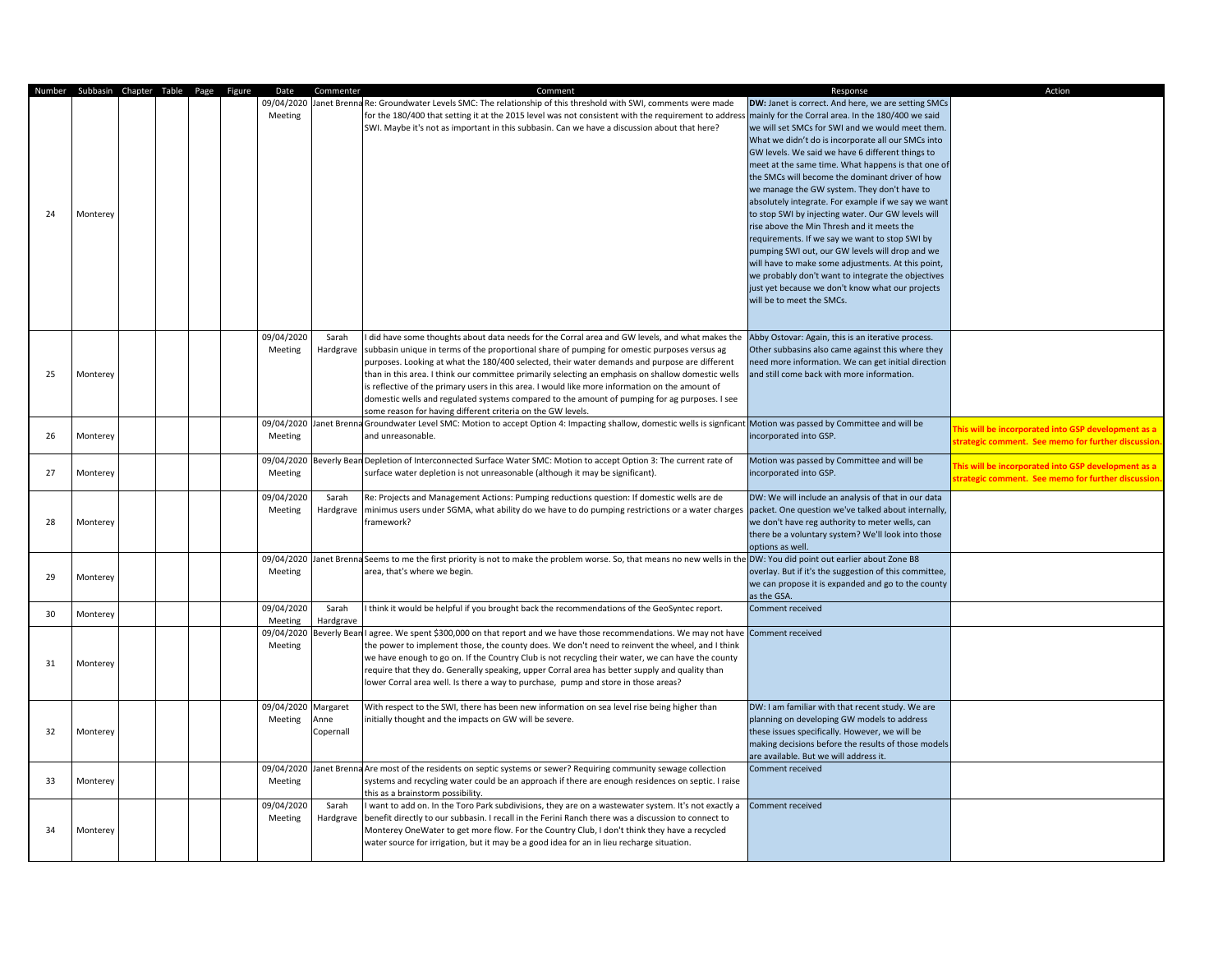| Number | Subbasin | Chapter | Table | Page | Figure | Date | Commenter | Comment | Response | Action |
|---|---|---|---|---|---|---|---|---|---|---|
| 24 | Monterey | | | | | 09/04/2020 Meeting | Janet Brenna | Re: Groundwater Levels SMC: The relationship of this threshold with SWI, comments were made for the 180/400 that setting it at the 2015 level was not consistent with the requirement to address SWI. Maybe it's not as important in this subbasin. Can we have a discussion about that here? | **DW:** Janet is correct. And here, we are setting SMCs mainly for the Corral area. In the 180/400 we said we will set SMCs for SWI and we would meet them. What we didn't do is incorporate all our SMCs into GW levels. We said we have 6 different things to meet at the same time. What happens is that one of the SMCs will become the dominant driver of how we manage the GW system. They don't have to absolutely integrate. For example if we say we want to stop SWI by injecting water. Our GW levels will rise above the Min Thresh and it meets the requirements. If we say we want to stop SWI by pumping SWI out, our GW levels will drop and we will have to make some adjustments. At this point, we probably don't want to integrate the objectives just yet because we don't know what our projects will be to meet the SMCs. | |
| 25 | Monterey | | | | | 09/04/2020 Meeting | Sarah Hardgrave | I did have some thoughts about data needs for the Corral area and GW levels, and what makes the subbasin unique in terms of the proportional share of pumping for omestic purposes versus ag purposes. Looking at what the 180/400 selected, their water demands and purpose are different than in this area. I think our committee primarily selecting an emphasis on shallow domestic wells is reflective of the primary users in this area. I would like more information on the amount of domestic wells and regulated systems compared to the amount of pumping for ag purposes. I see some reason for having different criteria on the GW levels. | Abby Ostovar: Again, this is an iterative process. Other subbasins also came against this where they need more information. We can get initial direction and still come back with more information. | |
| 26 | Monterey | | | | | 09/04/2020 Meeting | Janet Brenna | Groundwater Level SMC: Motion to accept Option 4: Impacting shallow, domestic wells is signficant and unreasonable. | Motion was passed by Committee and will be incorporated into GSP. | **This will be incorporated into GSP development as a strategic comment. See memo for further discussion.** |
| 27 | Monterey | | | | | 09/04/2020 Meeting | Beverly Bean | Depletion of Interconnected Surface Water SMC: Motion to accept Option 3: The current rate of surface water depletion is not unreasonable (although it may be significant). | Motion was passed by Committee and will be incorporated into GSP. | **This will be incorporated into GSP development as a strategic comment. See memo for further discussion.** |
| 28 | Monterey | | | | | 09/04/2020 Meeting | Sarah Hardgrave | Re: Projects and Management Actions: Pumping reductions question: If domestic wells are de minimus users under SGMA, what ability do we have to do pumping restrictions or a water charges framework? | DW: We will include an analysis of that in our data packet. One question we've talked about internally, we don't have reg authority to meter wells, can there be a voluntary system? We'll look into those options as well. | |
| 29 | Monterey | | | | | 09/04/2020 Meeting | Janet Brenna | Seems to me the first priority is not to make the problem worse. So, that means no new wells in the area, that's where we begin. | DW: You did point out earlier about Zone B8 overlay. But if it's the suggestion of this committee, we can propose it is expanded and go to the county as the GSA. | |
| 30 | Monterey | | | | | 09/04/2020 Meeting | Sarah Hardgrave | I think it would be helpful if you brought back the recommendations of the GeoSyntec report. | Comment received | |
| 31 | Monterey | | | | | 09/04/2020 Meeting | Beverly Bean | I agree. We spent $300,000 on that report and we have those recommendations. We may not have the power to implement those, the county does. We don't need to reinvent the wheel, and I think we have enough to go on. If the Country Club is not recycling their water, we can have the county require that they do. Generally speaking, upper Corral area has better supply and quality than lower Corral area well. Is there a way to purchase, pump and store in those areas? | Comment received | |
| 32 | Monterey | | | | | 09/04/2020 Meeting | Margaret Anne Copernall | With respect to the SWI, there has been new information on sea level rise being higher than initially thought and the impacts on GW will be severe. | DW: I am familiar with that recent study. We are planning on developing GW models to address these issues specifically. However, we will be making decisions before the results of those models are available. But we will address it. | |
| 33 | Monterey | | | | | 09/04/2020 Meeting | Janet Brenna | Are most of the residents on septic systems or sewer? Requiring community sewage collection systems and recycling water could be an approach if there are enough residences on septic. I raise this as a brainstorm possibility. | Comment received | |
| 34 | Monterey | | | | | 09/04/2020 Meeting | Sarah Hardgrave | I want to add on. In the Toro Park subdivisions, they are on a wastewater system. It's not exactly a benefit directly to our subbasin. I recall in the Ferini Ranch there was a discussion to connect to Monterey OneWater to get more flow. For the Country Club, I don't think they have a recycled water source for irrigation, but it may be a good idea for an in lieu recharge situation. | Comment received | |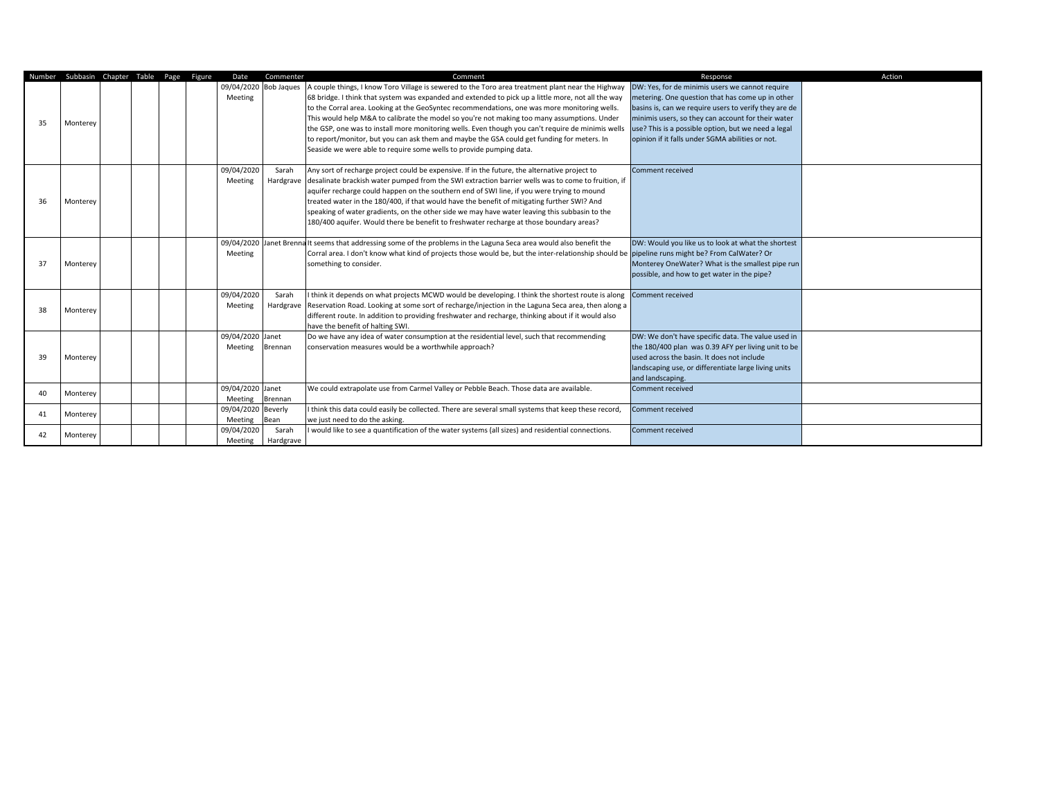| Number | Subbasin | Chapter | Table | Page | Figure | Date | Commenter | Comment | Response | Action |
|---|---|---|---|---|---|---|---|---|---|---|
| 35 | Monterey | | | | | 09/04/2020 Meeting | Bob Jaques | A couple things, I know Toro Village is sewered to the Toro area treatment plant near the Highway 68 bridge. I think that system was expanded and extended to pick up a little more, not all the way to the Corral area. Looking at the GeoSyntec recommendations, one was more monitoring wells. This would help M&A to calibrate the model so you're not making too many assumptions. Under the GSP, one was to install more monitoring wells. Even though you can't require de minimis wells to report/monitor, but you can ask them and maybe the GSA could get funding for meters. In Seaside we were able to require some wells to provide pumping data. | DW: Yes, for de minimis users we cannot require metering. One question that has come up in other basins is, can we require users to verify they are de minimis users, so they can account for their water use? This is a possible option, but we need a legal opinion if it falls under SGMA abilities or not. | |
| 36 | Monterey | | | | | 09/04/2020 Meeting | Sarah Hardgrave | Any sort of recharge project could be expensive. If in the future, the alternative project to desalinate brackish water pumped from the SWI extraction barrier wells was to come to fruition, if aquifer recharge could happen on the southern end of SWI line, if you were trying to mound treated water in the 180/400, if that would have the benefit of mitigating further SWI? And speaking of water gradients, on the other side we may have water leaving this subbasin to the 180/400 aquifer. Would there be benefit to freshwater recharge at those boundary areas? | Comment received | |
| 37 | Monterey | | | | | 09/04/2020 Meeting | Janet Brenna | It seems that addressing some of the problems in the Laguna Seca area would also benefit the Corral area. I don't know what kind of projects those would be, but the inter-relationship should be something to consider. | DW: Would you like us to look at what the shortest pipeline runs might be? From CalWater? Or Monterey OneWater? What is the smallest pipe run possible, and how to get water in the pipe? | |
| 38 | Monterey | | | | | 09/04/2020 Meeting | Sarah Hardgrave | I think it depends on what projects MCWD would be developing. I think the shortest route is along Reservation Road. Looking at some sort of recharge/injection in the Laguna Seca area, then along a different route. In addition to providing freshwater and recharge, thinking about if it would also have the benefit of halting SWI. | Comment received | |
| 39 | Monterey | | | | | 09/04/2020 Meeting | Janet Brennan | Do we have any idea of water consumption at the residential level, such that recommending conservation measures would be a worthwhile approach? | DW: We don't have specific data. The value used in the 180/400 plan was 0.39 AFY per living unit to be used across the basin. It does not include landscaping use, or differentiate large living units and landscaping. | |
| 40 | Monterey | | | | | 09/04/2020 Meeting | Janet Brennan | We could extrapolate use from Carmel Valley or Pebble Beach. Those data are available. | Comment received | |
| 41 | Monterey | | | | | 09/04/2020 Meeting | Beverly Bean | I think this data could easily be collected. There are several small systems that keep these record, we just need to do the asking. | Comment received | |
| 42 | Monterey | | | | | 09/04/2020 Meeting | Sarah Hardgrave | I would like to see a quantification of the water systems (all sizes) and residential connections. | Comment received | |